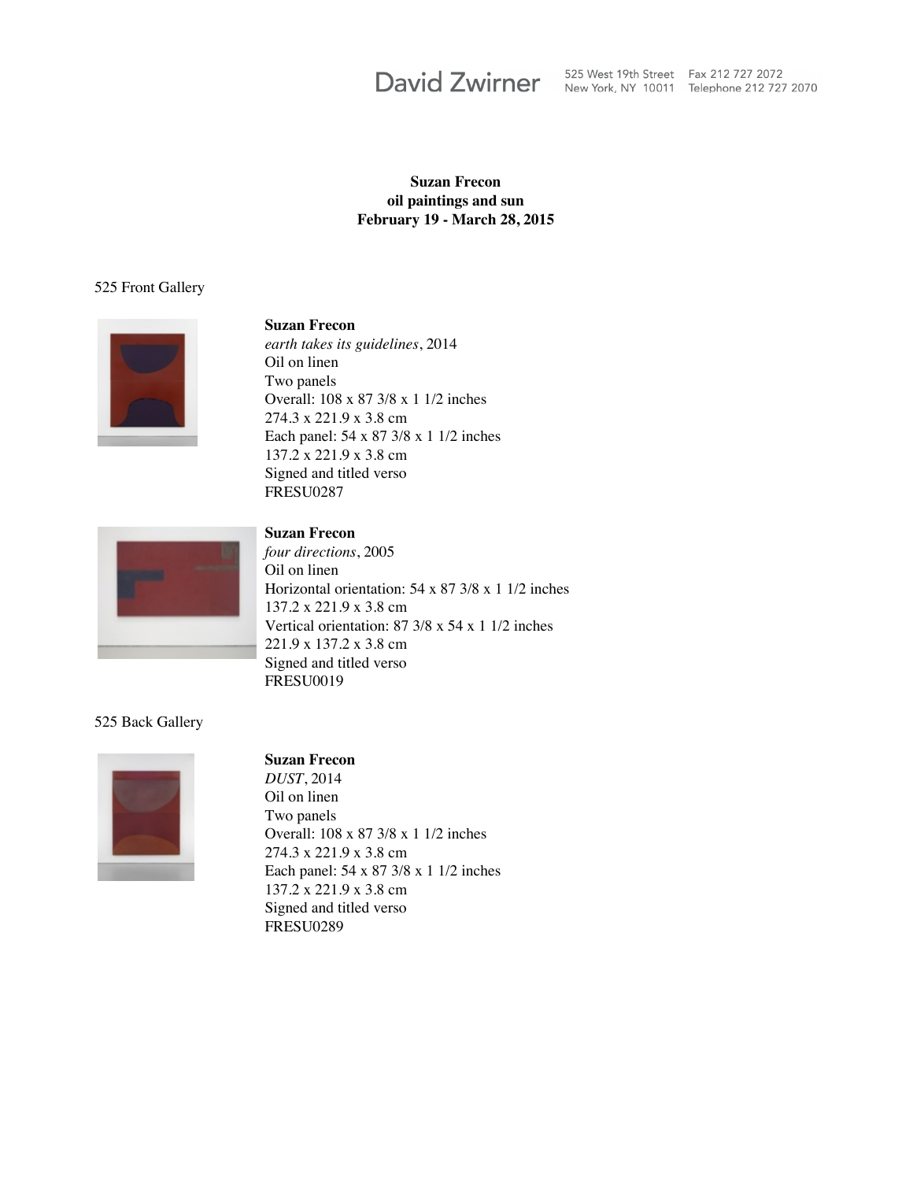David Zwirner 525 West 19th Street New York, NY 10011 Fax 212 727 2072 Telephone 212 727 2070

**Suzan Frecon**
**oil paintings and sun**
**February 19 - March 28, 2015**

525 Front Gallery

**Suzan Frecon**
*earth takes its guidelines*, 2014
Oil on linen
Two panels
Overall: 108 x 87 3/8 x 1 1/2 inches
274.3 x 221.9 x 3.8 cm
Each panel: 54 x 87 3/8 x 1 1/2 inches
137.2 x 221.9 x 3.8 cm
Signed and titled verso
FRESU0287

**Suzan Frecon**
*four directions*, 2005
Oil on linen
Horizontal orientation: 54 x 87 3/8 x 1 1/2 inches
137.2 x 221.9 x 3.8 cm
Vertical orientation: 87 3/8 x 54 x 1 1/2 inches
221.9 x 137.2 x 3.8 cm
Signed and titled verso
FRESU0019

525 Back Gallery

**Suzan Frecon**
*DUST*, 2014
Oil on linen
Two panels
Overall: 108 x 87 3/8 x 1 1/2 inches
274.3 x 221.9 x 3.8 cm
Each panel: 54 x 87 3/8 x 1 1/2 inches
137.2 x 221.9 x 3.8 cm
Signed and titled verso
FRESU0289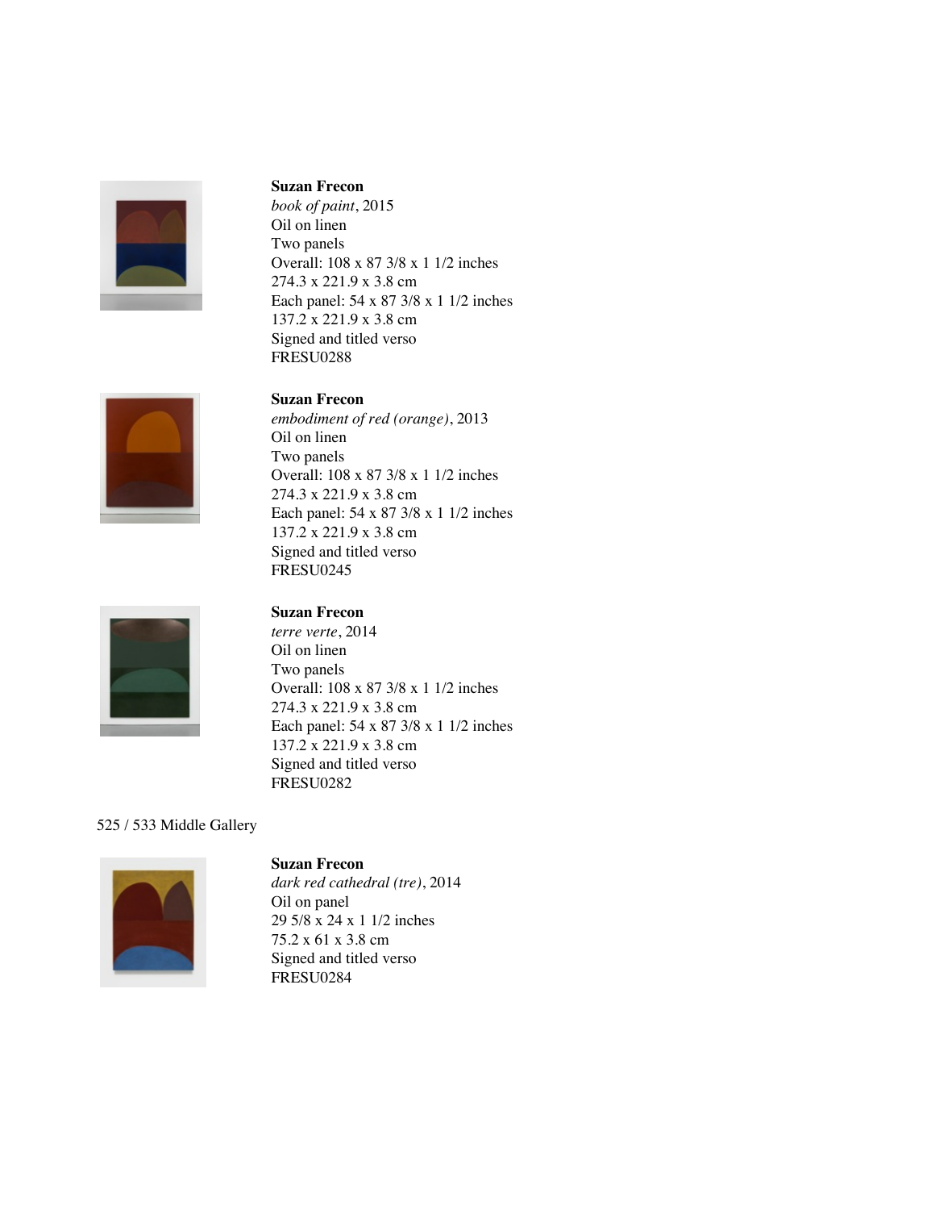**Suzan Frecon**
*book of paint*, 2015
Oil on linen
Two panels
Overall: 108 x 87 3/8 x 1 1/2 inches
274.3 x 221.9 x 3.8 cm
Each panel: 54 x 87 3/8 x 1 1/2 inches
137.2 x 221.9 x 3.8 cm
Signed and titled verso
FRESU0288

**Suzan Frecon**
*embodiment of red (orange)*, 2013
Oil on linen
Two panels
Overall: 108 x 87 3/8 x 1 1/2 inches
274.3 x 221.9 x 3.8 cm
Each panel: 54 x 87 3/8 x 1 1/2 inches
137.2 x 221.9 x 3.8 cm
Signed and titled verso
FRESU0245

**Suzan Frecon**
*terre verte*, 2014
Oil on linen
Two panels
Overall: 108 x 87 3/8 x 1 1/2 inches
274.3 x 221.9 x 3.8 cm
Each panel: 54 x 87 3/8 x 1 1/2 inches
137.2 x 221.9 x 3.8 cm
Signed and titled verso
FRESU0282

525 / 533 Middle Gallery

**Suzan Frecon**
*dark red cathedral (tre)*, 2014
Oil on panel
29 5/8 x 24 x 1 1/2 inches
75.2 x 61 x 3.8 cm
Signed and titled verso
FRESU0284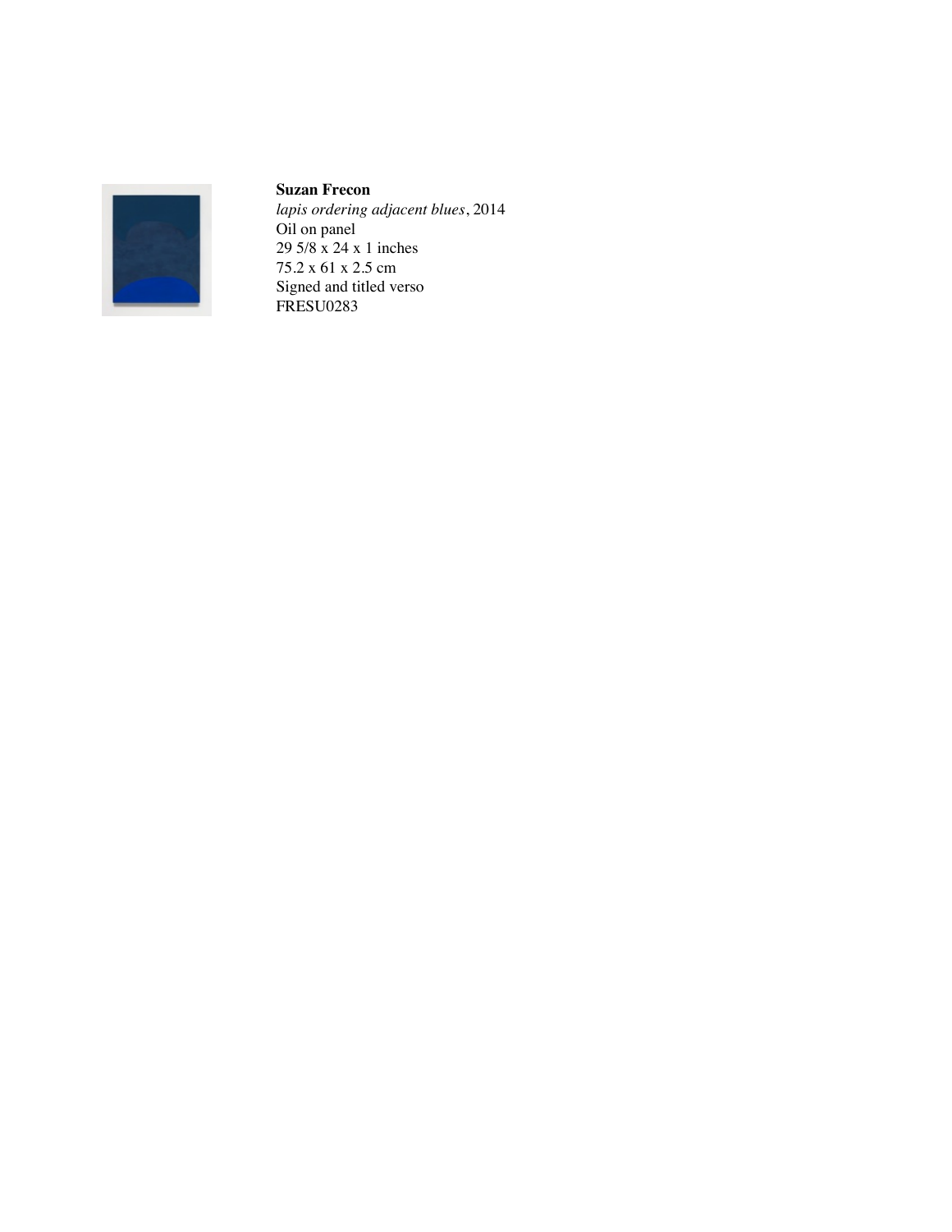**Suzan Frecon**
*lapis ordering adjacent blues*, 2014
Oil on panel
29 5/8 x 24 x 1 inches
75.2 x 61 x 2.5 cm
Signed and titled verso
FRESU0283